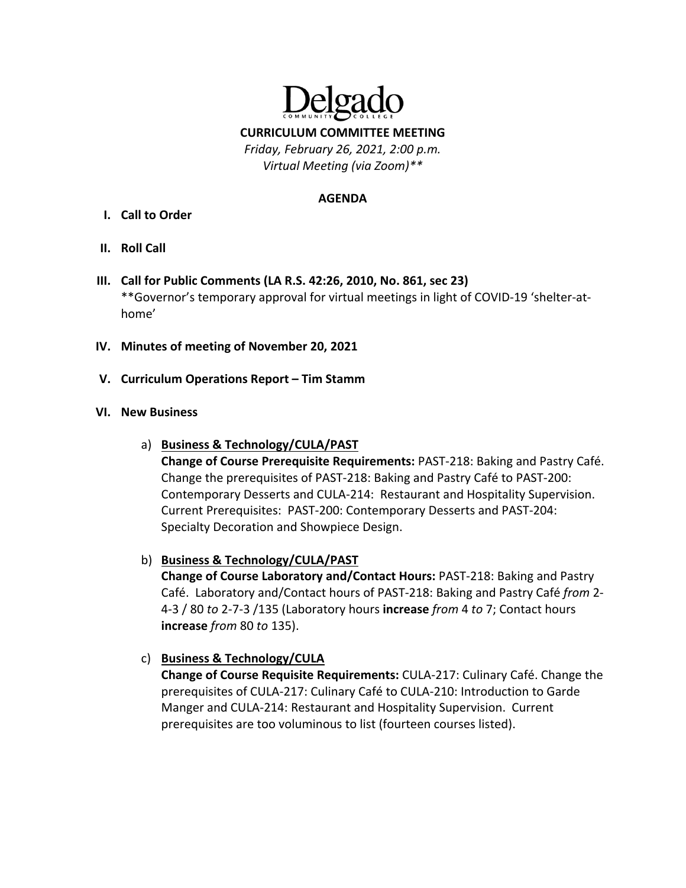# Delgado

COMMUNITY COLLEGE

**CURRICULUM COMMITTEE MEETING**

*Friday, February 26, 2021, 2:00 p.m.*
*Virtual Meeting (via Zoom)***

## AGENDA

**I. Call to Order**

**II. Roll Call**

**III. Call for Public Comments (LA R.S. 42:26, 2010, No. 861, sec 23)**
**Governor's temporary approval for virtual meetings in light of COVID-19 'shelter-at-home'

**IV. Minutes of meeting of November 20, 2021**

**V. Curriculum Operations Report – Tim Stamm**

**VI. New Business**

a) **Business & Technology/CULA/PAST**
**Change of Course Prerequisite Requirements:** PAST-218: Baking and Pastry Café. Change the prerequisites of PAST-218: Baking and Pastry Café to PAST-200: Contemporary Desserts and CULA-214: Restaurant and Hospitality Supervision. Current Prerequisites: PAST-200: Contemporary Desserts and PAST-204: Specialty Decoration and Showpiece Design.

b) **Business & Technology/CULA/PAST**
**Change of Course Laboratory and/Contact Hours:** PAST-218: Baking and Pastry Café. Laboratory and/Contact hours of PAST-218: Baking and Pastry Café *from* 2-4-3 / 80 *to* 2-7-3 /135 (Laboratory hours **increase** *from* 4 *to* 7; Contact hours **increase** *from* 80 *to* 135).

c) **Business & Technology/CULA**
**Change of Course Requisite Requirements:** CULA-217: Culinary Café. Change the prerequisites of CULA-217: Culinary Café to CULA-210: Introduction to Garde Manger and CULA-214: Restaurant and Hospitality Supervision. Current prerequisites are too voluminous to list (fourteen courses listed).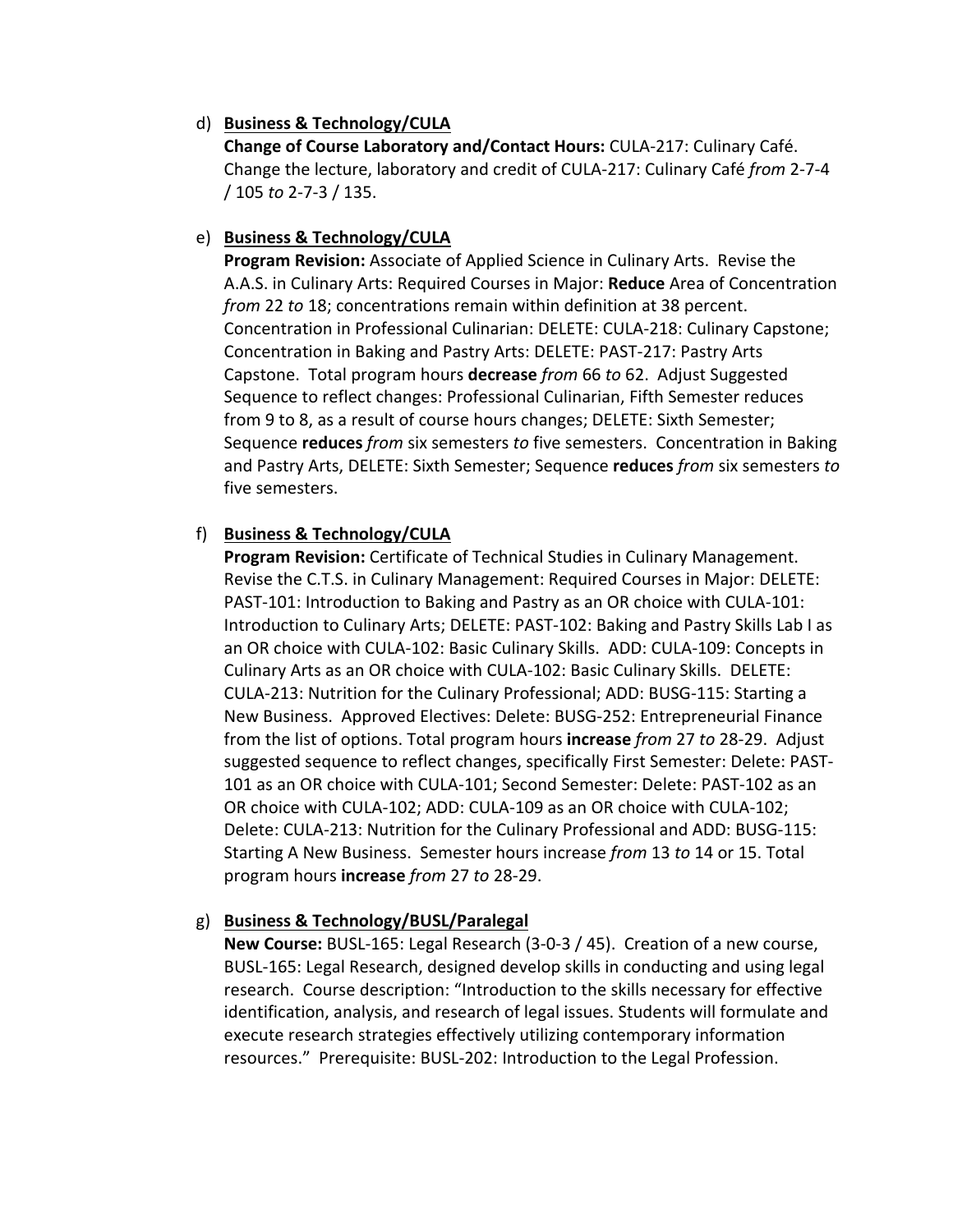d) **<u>Business & Technology/CULA</u>**
**Change of Course Laboratory and/Contact Hours:** CULA-217: Culinary Café. Change the lecture, laboratory and credit of CULA-217: Culinary Café *from* 2-7-4 / 105 *to* 2-7-3 / 135.

e) **<u>Business & Technology/CULA</u>**
**Program Revision:** Associate of Applied Science in Culinary Arts. Revise the A.A.S. in Culinary Arts: Required Courses in Major: **Reduce** Area of Concentration *from* 22 *to* 18; concentrations remain within definition at 38 percent. Concentration in Professional Culinarian: DELETE: CULA-218: Culinary Capstone; Concentration in Baking and Pastry Arts: DELETE: PAST-217: Pastry Arts Capstone. Total program hours **decrease** *from* 66 *to* 62. Adjust Suggested Sequence to reflect changes: Professional Culinarian, Fifth Semester reduces from 9 to 8, as a result of course hours changes; DELETE: Sixth Semester; Sequence **reduces** *from* six semesters *to* five semesters. Concentration in Baking and Pastry Arts, DELETE: Sixth Semester; Sequence **reduces** *from* six semesters *to* five semesters.

f) **<u>Business & Technology/CULA</u>**
**Program Revision:** Certificate of Technical Studies in Culinary Management. Revise the C.T.S. in Culinary Management: Required Courses in Major: DELETE: PAST-101: Introduction to Baking and Pastry as an OR choice with CULA-101: Introduction to Culinary Arts; DELETE: PAST-102: Baking and Pastry Skills Lab I as an OR choice with CULA-102: Basic Culinary Skills. ADD: CULA-109: Concepts in Culinary Arts as an OR choice with CULA-102: Basic Culinary Skills. DELETE: CULA-213: Nutrition for the Culinary Professional; ADD: BUSG-115: Starting a New Business. Approved Electives: Delete: BUSG-252: Entrepreneurial Finance from the list of options. Total program hours **increase** *from* 27 *to* 28-29. Adjust suggested sequence to reflect changes, specifically First Semester: Delete: PAST-101 as an OR choice with CULA-101; Second Semester: Delete: PAST-102 as an OR choice with CULA-102; ADD: CULA-109 as an OR choice with CULA-102; Delete: CULA-213: Nutrition for the Culinary Professional and ADD: BUSG-115: Starting A New Business. Semester hours increase *from* 13 *to* 14 or 15. Total program hours **increase** *from* 27 *to* 28-29.

g) **<u>Business & Technology/BUSL/Paralegal</u>**
**New Course:** BUSL-165: Legal Research (3-0-3 / 45). Creation of a new course, BUSL-165: Legal Research, designed develop skills in conducting and using legal research. Course description: "Introduction to the skills necessary for effective identification, analysis, and research of legal issues. Students will formulate and execute research strategies effectively utilizing contemporary information resources." Prerequisite: BUSL-202: Introduction to the Legal Profession.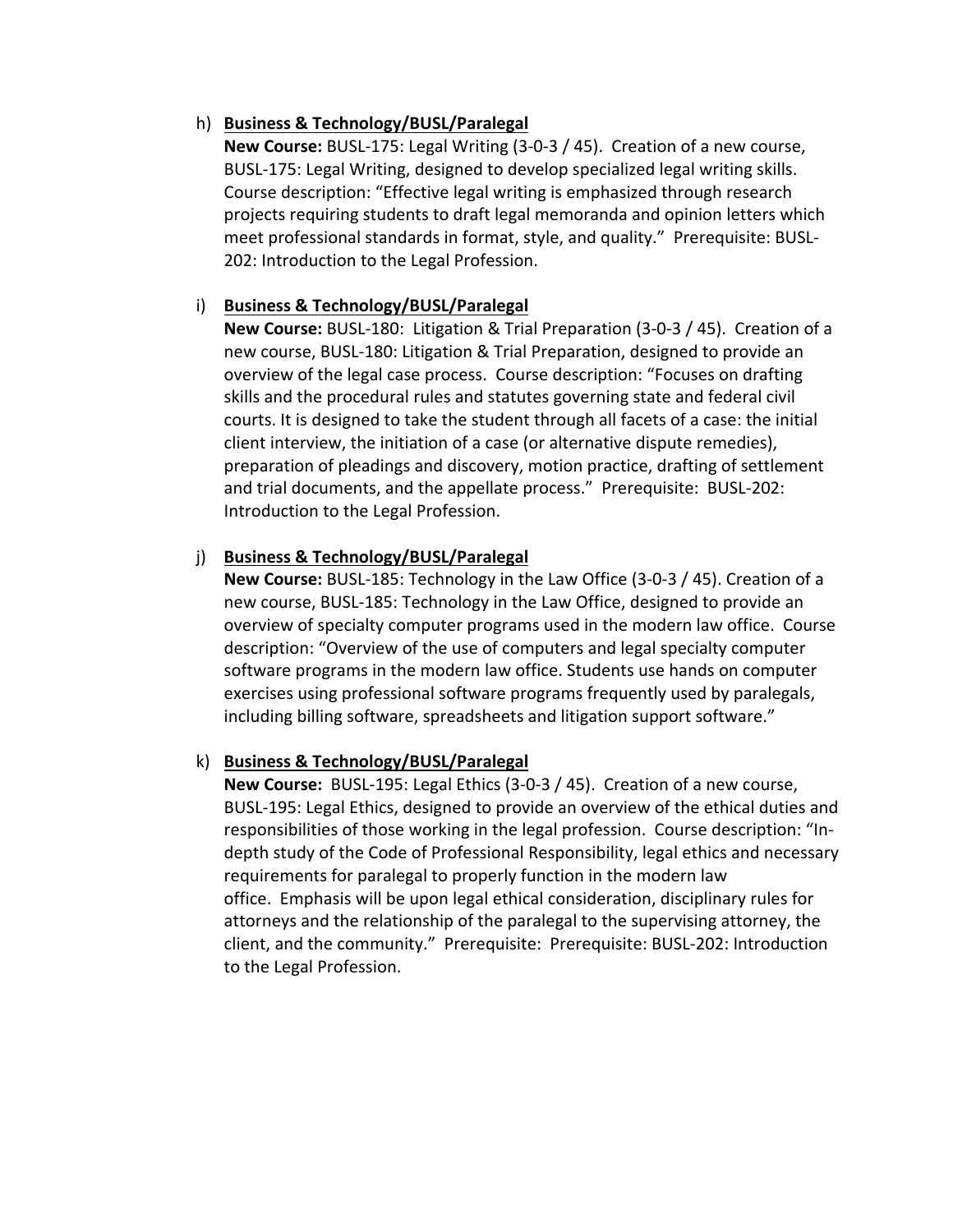h) **<u>Business & Technology/BUSL/Paralegal</u>**
   **New Course:** BUSL-175: Legal Writing (3-0-3 / 45). Creation of a new course, BUSL-175: Legal Writing, designed to develop specialized legal writing skills. Course description: "Effective legal writing is emphasized through research projects requiring students to draft legal memoranda and opinion letters which meet professional standards in format, style, and quality." Prerequisite: BUSL-202: Introduction to the Legal Profession.

i) **<u>Business & Technology/BUSL/Paralegal</u>**
   **New Course:** BUSL-180: Litigation & Trial Preparation (3-0-3 / 45). Creation of a new course, BUSL-180: Litigation & Trial Preparation, designed to provide an overview of the legal case process. Course description: "Focuses on drafting skills and the procedural rules and statutes governing state and federal civil courts. It is designed to take the student through all facets of a case: the initial client interview, the initiation of a case (or alternative dispute remedies), preparation of pleadings and discovery, motion practice, drafting of settlement and trial documents, and the appellate process." Prerequisite: BUSL-202: Introduction to the Legal Profession.

j) **<u>Business & Technology/BUSL/Paralegal</u>**
   **New Course:** BUSL-185: Technology in the Law Office (3-0-3 / 45). Creation of a new course, BUSL-185: Technology in the Law Office, designed to provide an overview of specialty computer programs used in the modern law office. Course description: "Overview of the use of computers and legal specialty computer software programs in the modern law office. Students use hands on computer exercises using professional software programs frequently used by paralegals, including billing software, spreadsheets and litigation support software."

k) **<u>Business & Technology/BUSL/Paralegal</u>**
   **New Course:** BUSL-195: Legal Ethics (3-0-3 / 45). Creation of a new course, BUSL-195: Legal Ethics, designed to provide an overview of the ethical duties and responsibilities of those working in the legal profession. Course description: "In-depth study of the Code of Professional Responsibility, legal ethics and necessary requirements for paralegal to properly function in the modern law office. Emphasis will be upon legal ethical consideration, disciplinary rules for attorneys and the relationship of the paralegal to the supervising attorney, the client, and the community." Prerequisite: Prerequisite: BUSL-202: Introduction to the Legal Profession.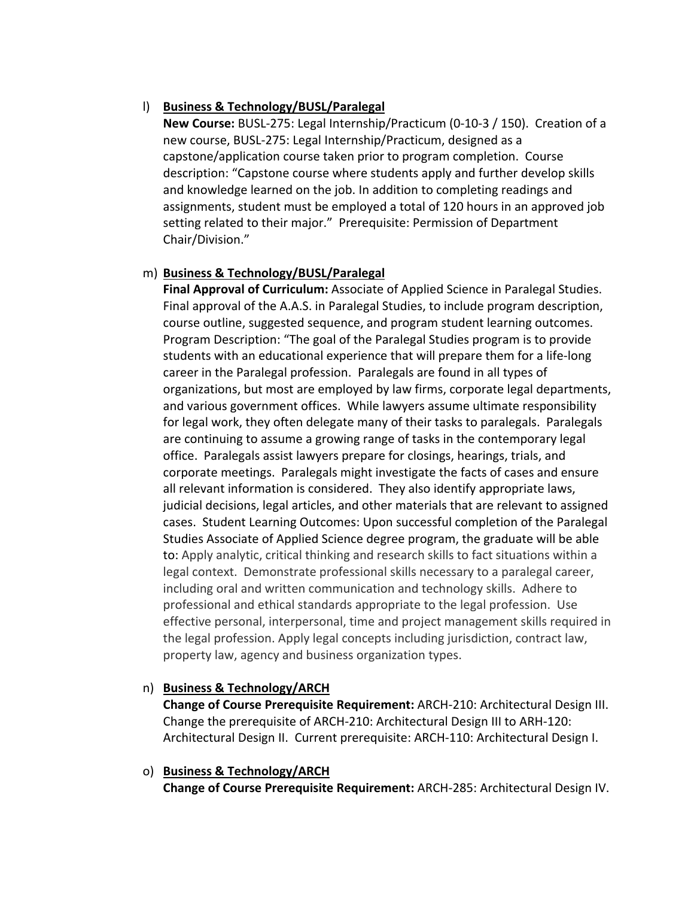l) **Business & Technology/BUSL/Paralegal**
   **New Course:** BUSL-275: Legal Internship/Practicum (0-10-3 / 150). Creation of a new course, BUSL-275: Legal Internship/Practicum, designed as a capstone/application course taken prior to program completion. Course description: "Capstone course where students apply and further develop skills and knowledge learned on the job. In addition to completing readings and assignments, student must be employed a total of 120 hours in an approved job setting related to their major." Prerequisite: Permission of Department Chair/Division."

m) **Business & Technology/BUSL/Paralegal**
   **Final Approval of Curriculum:** Associate of Applied Science in Paralegal Studies. Final approval of the A.A.S. in Paralegal Studies, to include program description, course outline, suggested sequence, and program student learning outcomes. Program Description: "The goal of the Paralegal Studies program is to provide students with an educational experience that will prepare them for a life-long career in the Paralegal profession. Paralegals are found in all types of organizations, but most are employed by law firms, corporate legal departments, and various government offices. While lawyers assume ultimate responsibility for legal work, they often delegate many of their tasks to paralegals. Paralegals are continuing to assume a growing range of tasks in the contemporary legal office. Paralegals assist lawyers prepare for closings, hearings, trials, and corporate meetings. Paralegals might investigate the facts of cases and ensure all relevant information is considered. They also identify appropriate laws, judicial decisions, legal articles, and other materials that are relevant to assigned cases. Student Learning Outcomes: Upon successful completion of the Paralegal Studies Associate of Applied Science degree program, the graduate will be able to: Apply analytic, critical thinking and research skills to fact situations within a legal context. Demonstrate professional skills necessary to a paralegal career, including oral and written communication and technology skills. Adhere to professional and ethical standards appropriate to the legal profession. Use effective personal, interpersonal, time and project management skills required in the legal profession. Apply legal concepts including jurisdiction, contract law, property law, agency and business organization types.

n) **Business & Technology/ARCH**
   **Change of Course Prerequisite Requirement:** ARCH-210: Architectural Design III. Change the prerequisite of ARCH-210: Architectural Design III to ARH-120: Architectural Design II. Current prerequisite: ARCH-110: Architectural Design I.

o) **Business & Technology/ARCH**
   **Change of Course Prerequisite Requirement:** ARCH-285: Architectural Design IV.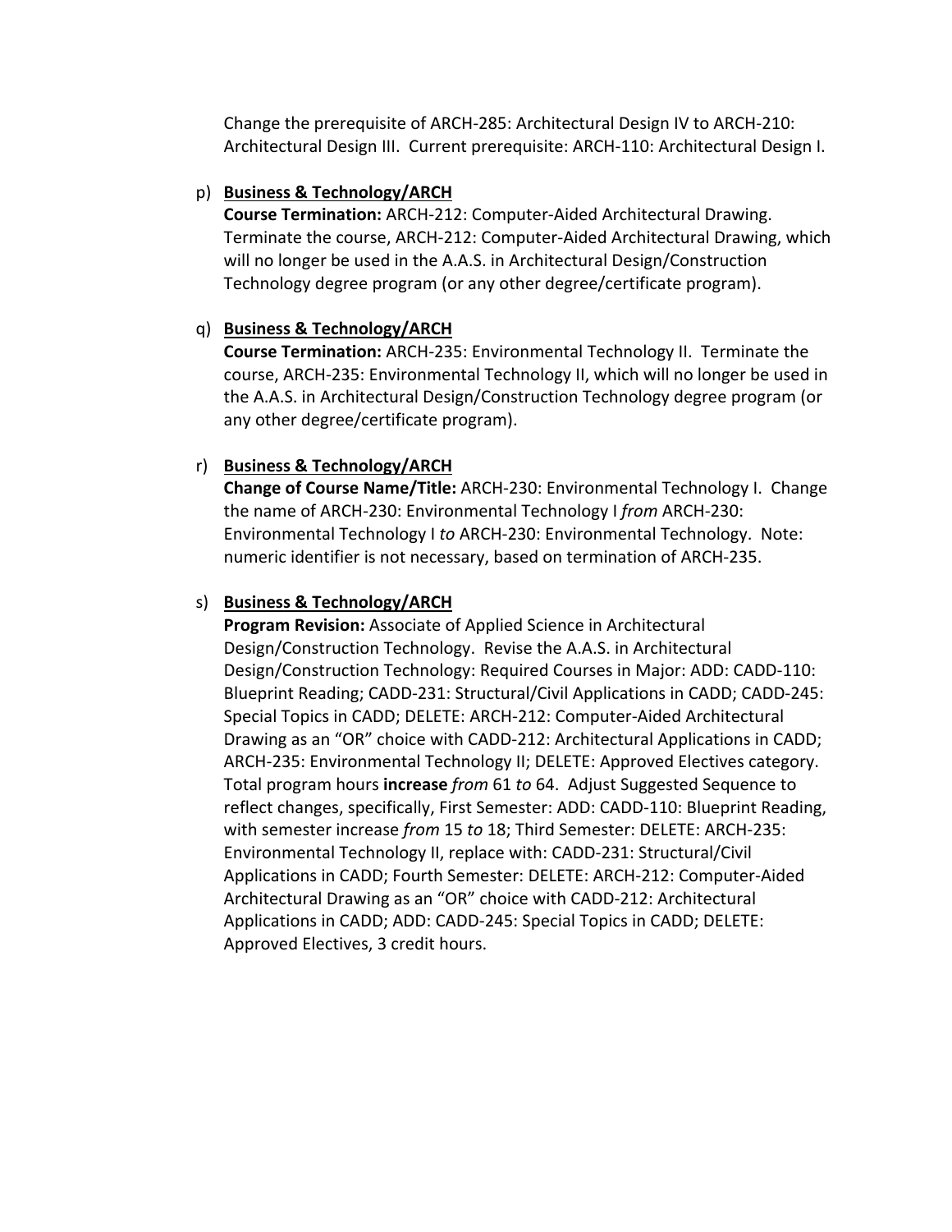Change the prerequisite of ARCH-285: Architectural Design IV to ARCH-210: Architectural Design III. Current prerequisite: ARCH-110: Architectural Design I.

p) **<u>Business & Technology/ARCH</u>**
   **Course Termination:** ARCH-212: Computer-Aided Architectural Drawing. Terminate the course, ARCH-212: Computer-Aided Architectural Drawing, which will no longer be used in the A.A.S. in Architectural Design/Construction Technology degree program (or any other degree/certificate program).

q) **<u>Business & Technology/ARCH</u>**
   **Course Termination:** ARCH-235: Environmental Technology II. Terminate the course, ARCH-235: Environmental Technology II, which will no longer be used in the A.A.S. in Architectural Design/Construction Technology degree program (or any other degree/certificate program).

r) **<u>Business & Technology/ARCH</u>**
   **Change of Course Name/Title:** ARCH-230: Environmental Technology I. Change the name of ARCH-230: Environmental Technology I *from* ARCH-230: Environmental Technology I *to* ARCH-230: Environmental Technology. Note: numeric identifier is not necessary, based on termination of ARCH-235.

s) **<u>Business & Technology/ARCH</u>**
   **Program Revision:** Associate of Applied Science in Architectural Design/Construction Technology. Revise the A.A.S. in Architectural Design/Construction Technology: Required Courses in Major: ADD: CADD-110: Blueprint Reading; CADD-231: Structural/Civil Applications in CADD; CADD-245: Special Topics in CADD; DELETE: ARCH-212: Computer-Aided Architectural Drawing as an "OR" choice with CADD-212: Architectural Applications in CADD; ARCH-235: Environmental Technology II; DELETE: Approved Electives category. Total program hours **increase** *from* 61 *to* 64. Adjust Suggested Sequence to reflect changes, specifically, First Semester: ADD: CADD-110: Blueprint Reading, with semester increase *from* 15 *to* 18; Third Semester: DELETE: ARCH-235: Environmental Technology II, replace with: CADD-231: Structural/Civil Applications in CADD; Fourth Semester: DELETE: ARCH-212: Computer-Aided Architectural Drawing as an "OR" choice with CADD-212: Architectural Applications in CADD; ADD: CADD-245: Special Topics in CADD; DELETE: Approved Electives, 3 credit hours.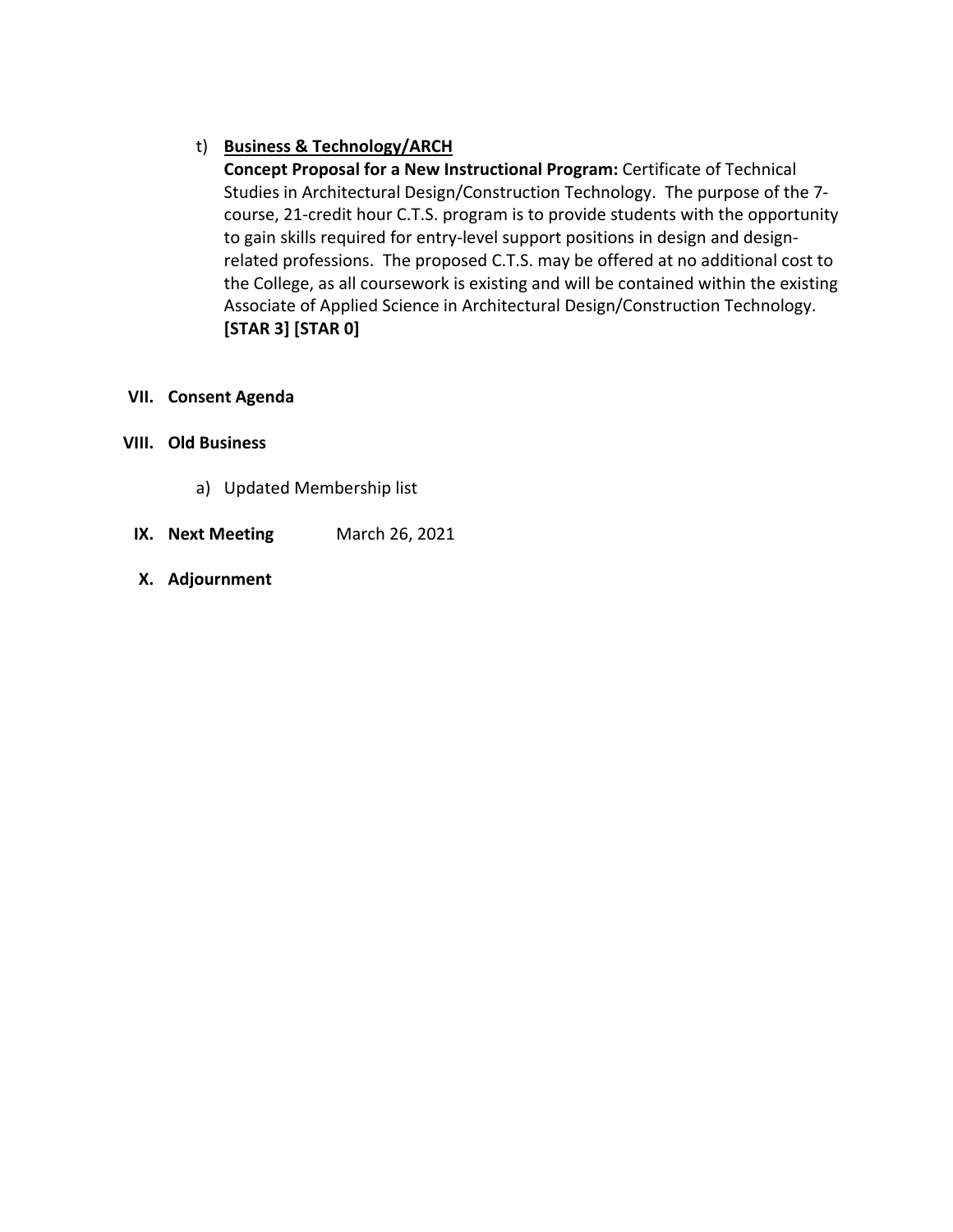t) **<u>Business & Technology/ARCH</u>**
   **Concept Proposal for a New Instructional Program:** Certificate of Technical Studies in Architectural Design/Construction Technology. The purpose of the 7-course, 21-credit hour C.T.S. program is to provide students with the opportunity to gain skills required for entry-level support positions in design and design-related professions. The proposed C.T.S. may be offered at no additional cost to the College, as all coursework is existing and will be contained within the existing Associate of Applied Science in Architectural Design/Construction Technology. **[STAR 3] [STAR 0]**

**VII. Consent Agenda**

**VIII. Old Business**

a) Updated Membership list

**IX. Next Meeting** March 26, 2021

**X. Adjournment**